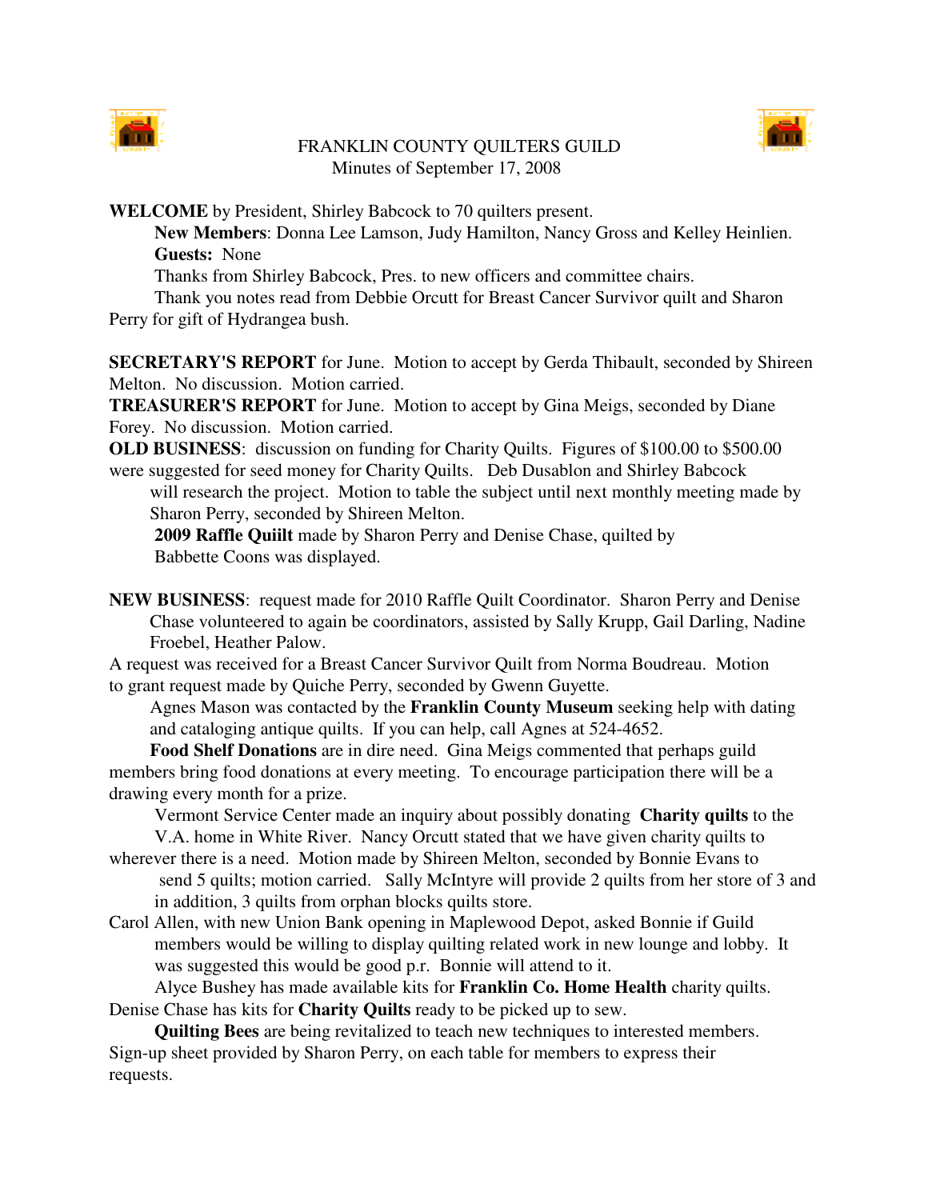# FRANKLIN COUNTY QUILTERS GUILD

Minutes of September 17, 2008

**WELCOME** by President, Shirley Babcock to 70 quilters present.

**New Members**: Donna Lee Lamson, Judy Hamilton, Nancy Gross and Kelley Heinlien.

**Guests:** None

Thanks from Shirley Babcock, Pres. to new officers and committee chairs.

Thank you notes read from Debbie Orcutt for Breast Cancer Survivor quilt and Sharon Perry for gift of Hydrangea bush.

**SECRETARY'S REPORT** for June. Motion to accept by Gerda Thibault, seconded by Shireen Melton. No discussion. Motion carried.

**TREASURER'S REPORT** for June. Motion to accept by Gina Meigs, seconded by Diane Forey. No discussion. Motion carried.

**OLD BUSINESS**: discussion on funding for Charity Quilts. Figures of $100.00 to $500.00 were suggested for seed money for Charity Quilts. Deb Dusablon and Shirley Babcock will research the project. Motion to table the subject until next monthly meeting made by Sharon Perry, seconded by Shireen Melton.

**2009 Raffle Quiilt** made by Sharon Perry and Denise Chase, quilted by Babbette Coons was displayed.

**NEW BUSINESS**: request made for 2010 Raffle Quilt Coordinator. Sharon Perry and Denise Chase volunteered to again be coordinators, assisted by Sally Krupp, Gail Darling, Nadine Froebel, Heather Palow.

A request was received for a Breast Cancer Survivor Quilt from Norma Boudreau. Motion to grant request made by Quiche Perry, seconded by Gwenn Guyette.

Agnes Mason was contacted by the **Franklin County Museum** seeking help with dating and cataloging antique quilts. If you can help, call Agnes at 524-4652.

**Food Shelf Donations** are in dire need. Gina Meigs commented that perhaps guild members bring food donations at every meeting. To encourage participation there will be a drawing every month for a prize.

Vermont Service Center made an inquiry about possibly donating **Charity quilts** to the V.A. home in White River. Nancy Orcutt stated that we have given charity quilts to wherever there is a need. Motion made by Shireen Melton, seconded by Bonnie Evans to send 5 quilts; motion carried. Sally McIntyre will provide 2 quilts from her store of 3 and in addition, 3 quilts from orphan blocks quilts store.

Carol Allen, with new Union Bank opening in Maplewood Depot, asked Bonnie if Guild members would be willing to display quilting related work in new lounge and lobby. It was suggested this would be good p.r. Bonnie will attend to it.

Alyce Bushey has made available kits for **Franklin Co. Home Health** charity quilts. Denise Chase has kits for **Charity Quilts** ready to be picked up to sew.

**Quilting Bees** are being revitalized to teach new techniques to interested members. Sign-up sheet provided by Sharon Perry, on each table for members to express their requests.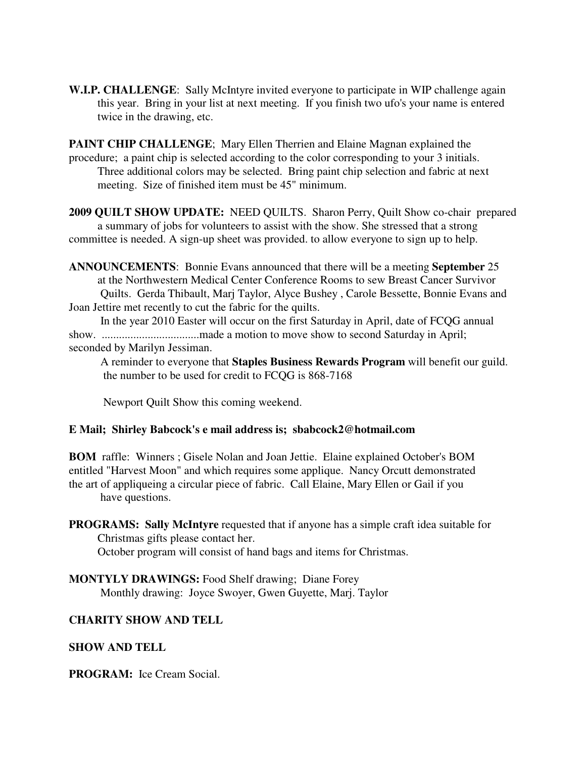**W.I.P. CHALLENGE**: Sally McIntyre invited everyone to participate in WIP challenge again this year. Bring in your list at next meeting. If you finish two ufo's your name is entered twice in the drawing, etc.

**PAINT CHIP CHALLENGE**; Mary Ellen Therrien and Elaine Magnan explained the procedure; a paint chip is selected according to the color corresponding to your 3 initials. Three additional colors may be selected. Bring paint chip selection and fabric at next meeting. Size of finished item must be 45" minimum.

**2009 QUILT SHOW UPDATE:** NEED QUILTS. Sharon Perry, Quilt Show co-chair prepared a summary of jobs for volunteers to assist with the show. She stressed that a strong committee is needed. A sign-up sheet was provided. to allow everyone to sign up to help.

**ANNOUNCEMENTS**: Bonnie Evans announced that there will be a meeting **September** 25 at the Northwestern Medical Center Conference Rooms to sew Breast Cancer Survivor Quilts. Gerda Thibault, Marj Taylor, Alyce Bushey , Carole Bessette, Bonnie Evans and Joan Jettire met recently to cut the fabric for the quilts.

In the year 2010 Easter will occur on the first Saturday in April, date of FCQG annual show. ..................................made a motion to move show to second Saturday in April; seconded by Marilyn Jessiman.

A reminder to everyone that **Staples Business Rewards Program** will benefit our guild. the number to be used for credit to FCQG is 868-7168

Newport Quilt Show this coming weekend.

**E Mail; Shirley Babcock's e mail address is; sbabcock2@hotmail.com**

**BOM** raffle: Winners ; Gisele Nolan and Joan Jettie. Elaine explained October's BOM entitled "Harvest Moon" and which requires some applique. Nancy Orcutt demonstrated the art of appliqueing a circular piece of fabric. Call Elaine, Mary Ellen or Gail if you have questions.

**PROGRAMS: Sally McIntyre** requested that if anyone has a simple craft idea suitable for Christmas gifts please contact her.

October program will consist of hand bags and items for Christmas.

**MONTYLY DRAWINGS:** Food Shelf drawing; Diane Forey

Monthly drawing: Joyce Swoyer, Gwen Guyette, Marj. Taylor

**CHARITY SHOW AND TELL**

**SHOW AND TELL**

**PROGRAM:** Ice Cream Social.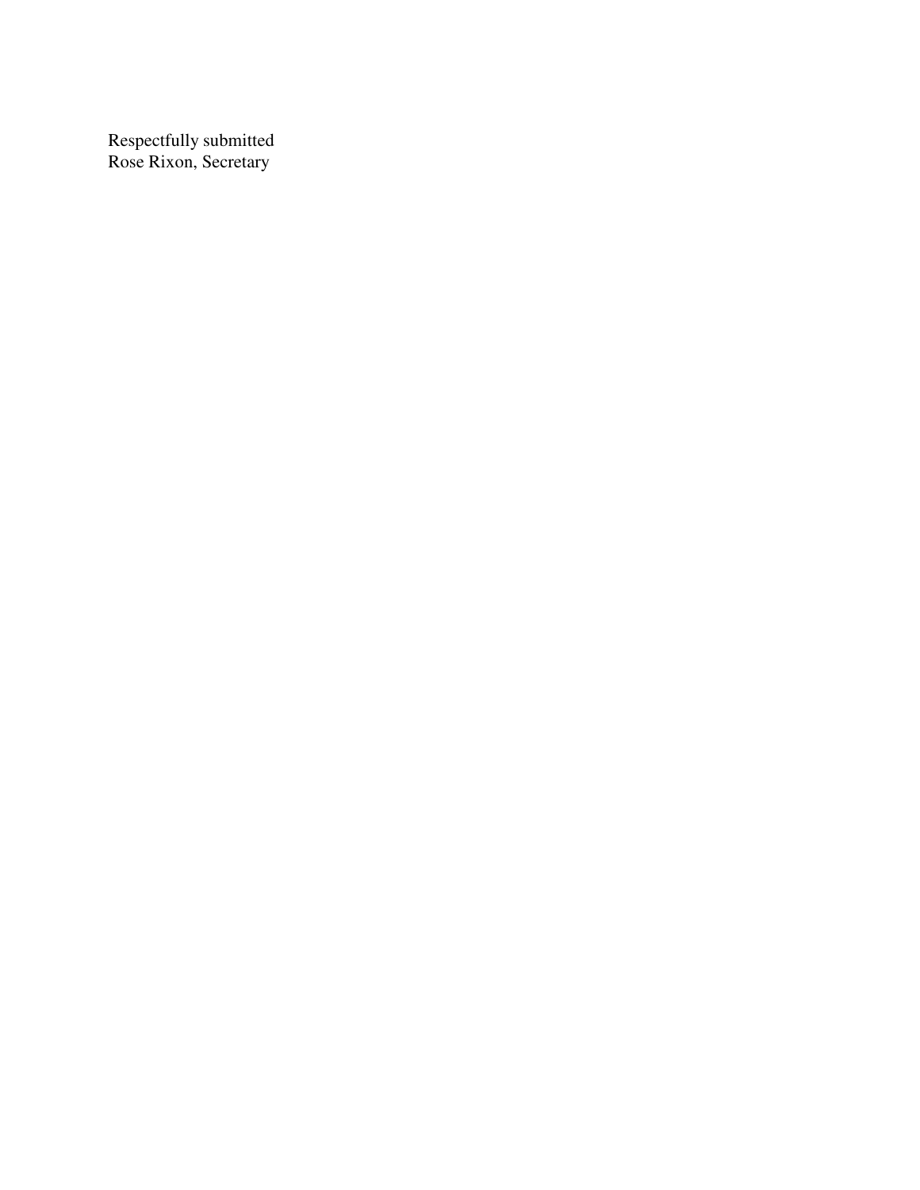Respectfully submitted
Rose Rixon, Secretary